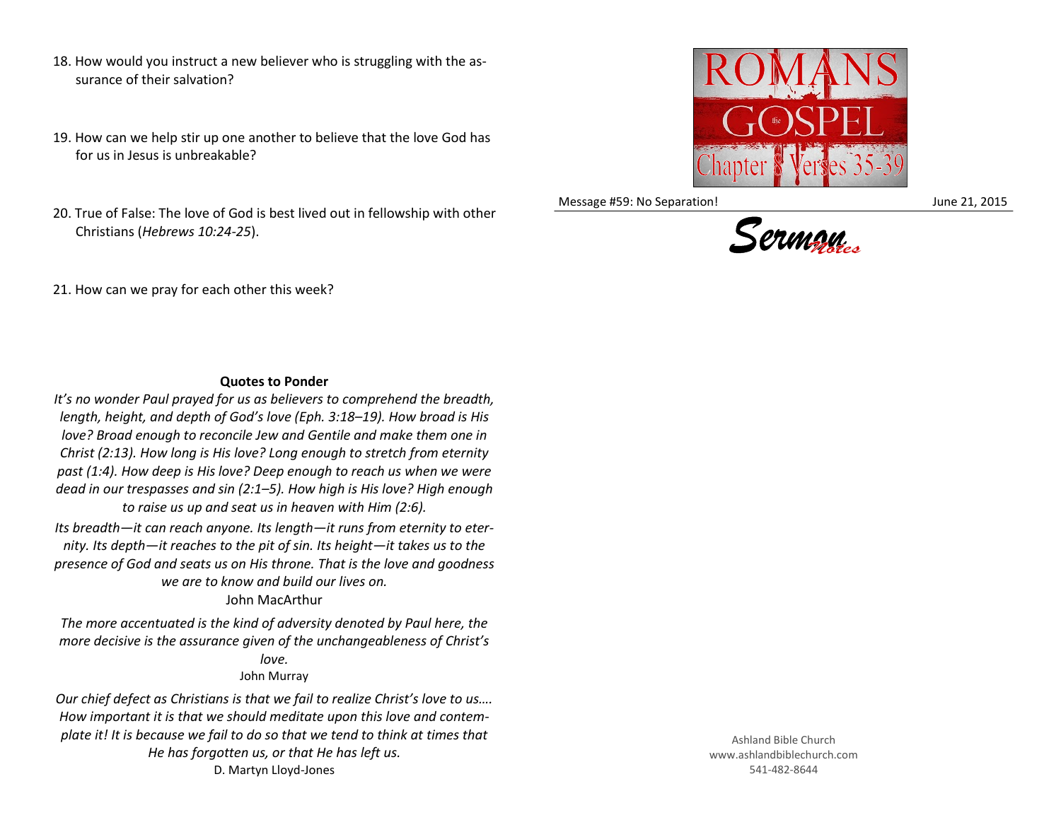18. How would you instruct a new believer who is struggling with the assurance of their salvation?

19. How can we help stir up one another to believe that the love God has for us in Jesus is unbreakable?

20. True of False: The love of God is best lived out in fellowship with other Christians (*Hebrews 10:24-25*).

21. How can we pray for each other this week?

**Quotes to Ponder**

*It's no wonder Paul prayed for us as believers to comprehend the breadth, length, height, and depth of God's love (Eph. 3:18–19). How broad is His love? Broad enough to reconcile Jew and Gentile and make them one in Christ (2:13). How long is His love? Long enough to stretch from eternity past (1:4). How deep is His love? Deep enough to reach us when we were dead in our trespasses and sin (2:1–5). How high is His love? High enough to raise us up and seat us in heaven with Him (2:6).*

*Its breadth—it can reach anyone. Its length—it runs from eternity to eternity. Its depth—it reaches to the pit of sin. Its height—it takes us to the presence of God and seats us on His throne. That is the love and goodness we are to know and build our lives on.*

John MacArthur

*The more accentuated is the kind of adversity denoted by Paul here, the more decisive is the assurance given of the unchangeableness of Christ's love.*

John Murray

*Our chief defect as Christians is that we fail to realize Christ's love to us…. How important it is that we should meditate upon this love and contemplate it! It is because we fail to do so that we tend to think at times that He has forgotten us, or that He has left us.*

D. Martyn Lloyd-Jones

ROMANS the GOSPEL Chapter 8 Verses 35-39

Message #59: No Separation! June 21, 2015

**Sermon Notes**

Ashland Bible Church
www.ashlandbiblechurch.com
541-482-8644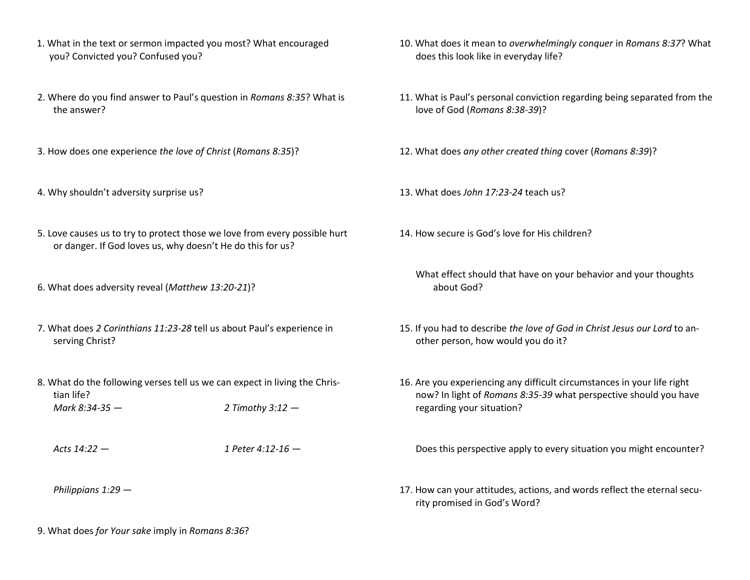1. What in the text or sermon impacted you most? What encouraged you? Convicted you? Confused you?

2. Where do you find answer to Paul's question in *Romans 8:35*? What is the answer?

3. How does one experience *the love of Christ* (*Romans 8:35*)?

4. Why shouldn't adversity surprise us?

5. Love causes us to try to protect those we love from every possible hurt or danger. If God loves us, why doesn't He do this for us?

6. What does adversity reveal (*Matthew 13:20-21*)?

7. What does *2 Corinthians 11:23-28* tell us about Paul's experience in serving Christ?

8. What do the following verses tell us we can expect in living the Christian life?

   *Mark 8:34-35 —*

   *2 Timothy 3:12 —*

   *Acts 14:22 —*

   *1 Peter 4:12-16 —*

   *Philippians 1:29 —*

9. What does *for Your sake* imply in *Romans 8:36*?

10. What does it mean to *overwhelmingly conquer* in *Romans 8:37*? What does this look like in everyday life?

11. What is Paul's personal conviction regarding being separated from the love of God (*Romans 8:38-39*)?

12. What does *any other created thing* cover (*Romans 8:39*)?

13. What does *John 17:23-24* teach us?

14. How secure is God's love for His children?

    What effect should that have on your behavior and your thoughts about God?

15. If you had to describe *the love of God in Christ Jesus our Lord* to another person, how would you do it?

16. Are you experiencing any difficult circumstances in your life right now? In light of *Romans 8:35-39* what perspective should you have regarding your situation?

    Does this perspective apply to every situation you might encounter?

17. How can your attitudes, actions, and words reflect the eternal security promised in God's Word?